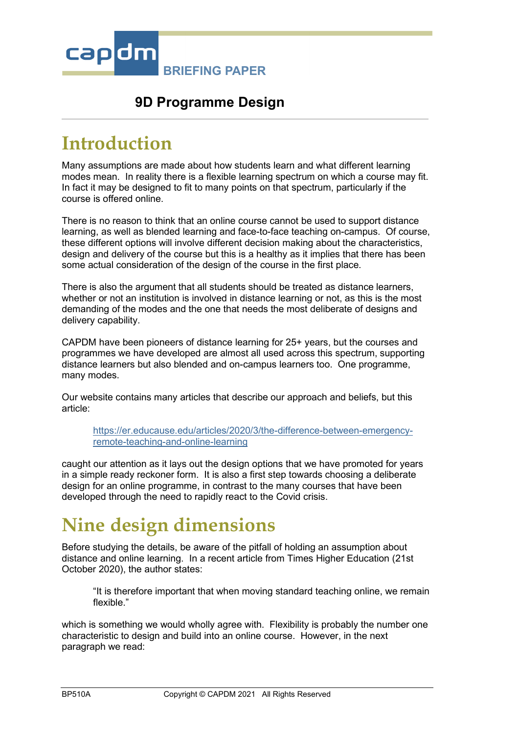# BRIEFING PAPER

## 9D Programme Design

# Introduction

Many assumptions are made about how students learn and what different learning modes mean. In reality there is a flexible learning spectrum on which a course may fit. In fact it may be designed to fit to many points on that spectrum, particularly if the course is offered online.

There is no reason to think that an online course cannot be used to support distance learning, as well as blended learning and face-to-face teaching on-campus. Of course, these different options will involve different decision making about the characteristics, design and delivery of the course but this is a healthy as it implies that there has been some actual consideration of the design of the course in the first place.

There is also the argument that all students should be treated as distance learners, whether or not an institution is involved in distance learning or not, as this is the most demanding of the modes and the one that needs the most deliberate of designs and delivery capability.

CAPDM have been pioneers of distance learning for 25+ years, but the courses and programmes we have developed are almost all used across this spectrum, supporting distance learners but also blended and on-campus learners too. One programme, many modes.

Our website contains many articles that describe our approach and beliefs, but this article:

> https://er.educause.edu/articles/2020/3/the-difference-between-emergency-remote-teaching-and-online-learning

caught our attention as it lays out the design options that we have promoted for years in a simple ready reckoner form. It is also a first step towards choosing a deliberate design for an online programme, in contrast to the many courses that have been developed through the need to rapidly react to the Covid crisis.

# Nine design dimensions

Before studying the details, be aware of the pitfall of holding an assumption about distance and online learning. In a recent article from Times Higher Education (21st October 2020), the author states:

> "It is therefore important that when moving standard teaching online, we remain flexible."

which is something we would wholly agree with. Flexibility is probably the number one characteristic to design and build into an online course. However, in the next paragraph we read: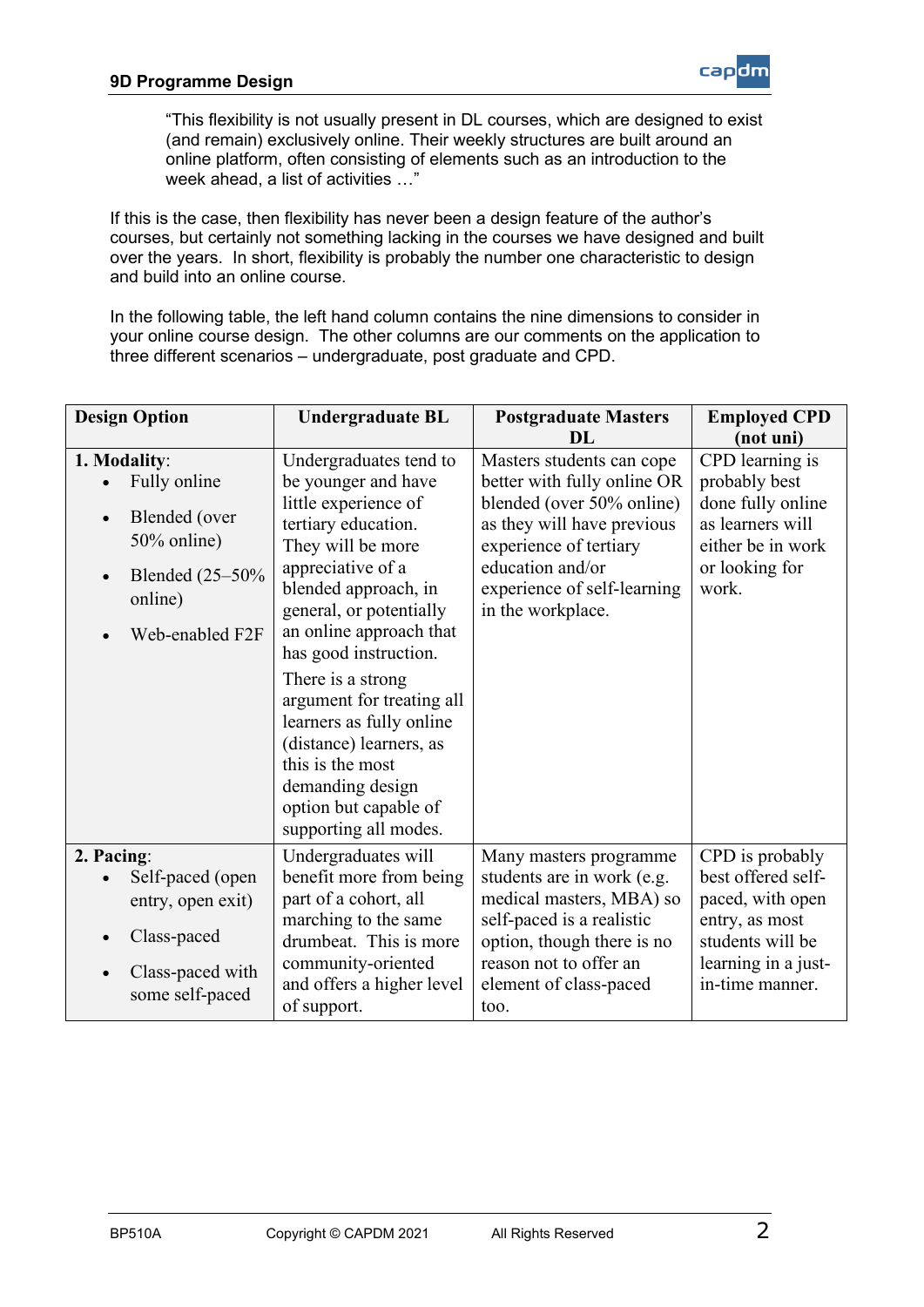> "This flexibility is not usually present in DL courses, which are designed to exist (and remain) exclusively online. Their weekly structures are built around an online platform, often consisting of elements such as an introduction to the week ahead, a list of activities …"

If this is the case, then flexibility has never been a design feature of the author's courses, but certainly not something lacking in the courses we have designed and built over the years. In short, flexibility is probably the number one characteristic to design and build into an online course.

In the following table, the left hand column contains the nine dimensions to consider in your online course design. The other columns are our comments on the application to three different scenarios – undergraduate, post graduate and CPD.

| Design Option | Undergraduate BL | Postgraduate Masters DL | Employed CPD (not uni) |
|---|---|---|---|
| **1. Modality**:<br>• Fully online<br>• Blended (over 50% online)<br>• Blended (25–50% online)<br>• Web-enabled F2F | Undergraduates tend to be younger and have little experience of tertiary education. They will be more appreciative of a blended approach, in general, or potentially an online approach that has good instruction.<br>There is a strong argument for treating all learners as fully online (distance) learners, as this is the most demanding design option but capable of supporting all modes. | Masters students can cope better with fully online OR blended (over 50% online) as they will have previous experience of tertiary education and/or experience of self-learning in the workplace. | CPD learning is probably best done fully online as learners will either be in work or looking for work. |
| **2. Pacing**:<br>• Self-paced (open entry, open exit)<br>• Class-paced<br>• Class-paced with some self-paced | Undergraduates will benefit more from being part of a cohort, all marching to the same drumbeat. This is more community-oriented and offers a higher level of support. | Many masters programme students are in work (e.g. medical masters, MBA) so self-paced is a realistic option, though there is no reason not to offer an element of class-paced too. | CPD is probably best offered self-paced, with open entry, as most students will be learning in a just-in-time manner. |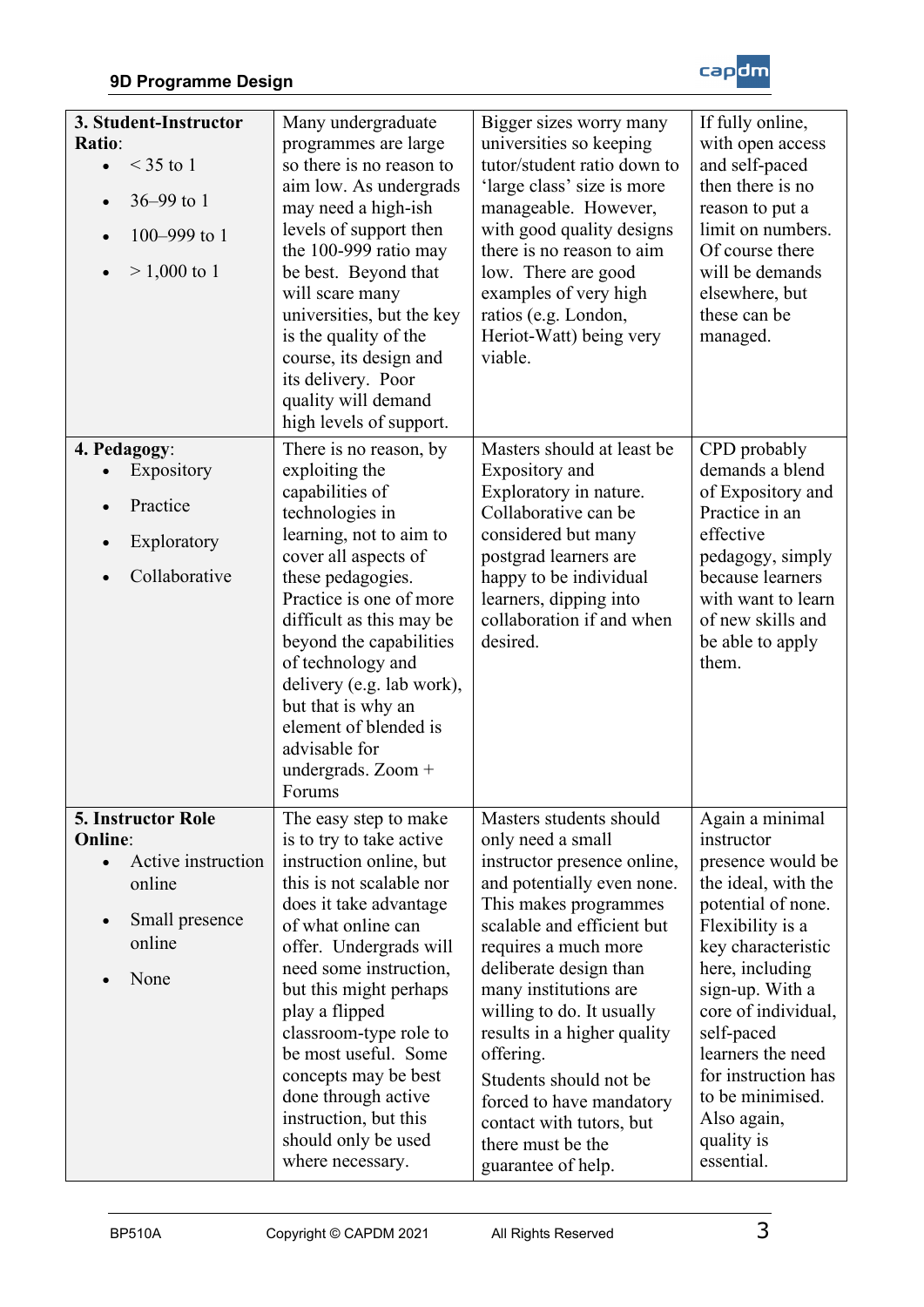| **3. Student-Instructor Ratio**:<br>• < 35 to 1<br>• 36–99 to 1<br>• 100–999 to 1<br>• > 1,000 to 1 | Many undergraduate programmes are large so there is no reason to aim low. As undergrads may need a high-ish levels of support then the 100-999 ratio may be best. Beyond that will scare many universities, but the key is the quality of the course, its design and its delivery. Poor quality will demand high levels of support. | Bigger sizes worry many universities so keeping tutor/student ratio down to 'large class' size is more manageable. However, with good quality designs there is no reason to aim low. There are good examples of very high ratios (e.g. London, Heriot-Watt) being very viable. | If fully online, with open access and self-paced then there is no reason to put a limit on numbers. Of course there will be demands elsewhere, but these can be managed. |
|---|---|---|---|
| **4. Pedagogy**:<br>• Expository<br>• Practice<br>• Exploratory<br>• Collaborative | There is no reason, by exploiting the capabilities of technologies in learning, not to aim to cover all aspects of these pedagogies. Practice is one of more difficult as this may be beyond the capabilities of technology and delivery (e.g. lab work), but that is why an element of blended is advisable for undergrads. Zoom + Forums | Masters should at least be Expository and Exploratory in nature. Collaborative can be considered but many postgrad learners are happy to be individual learners, dipping into collaboration if and when desired. | CPD probably demands a blend of Expository and Practice in an effective pedagogy, simply because learners with want to learn of new skills and be able to apply them. |
| **5. Instructor Role Online**:<br>• Active instruction online<br>• Small presence online<br>• None | The easy step to make is to try to take active instruction online, but this is not scalable nor does it take advantage of what online can offer. Undergrads will need some instruction, but this might perhaps play a flipped classroom-type role to be most useful. Some concepts may be best done through active instruction, but this should only be used where necessary. | Masters students should only need a small instructor presence online, and potentially even none. This makes programmes scalable and efficient but requires a much more deliberate design than many institutions are willing to do. It usually results in a higher quality offering.<br>Students should not be forced to have mandatory contact with tutors, but there must be the guarantee of help. | Again a minimal instructor presence would be the ideal, with the potential of none. Flexibility is a key characteristic here, including sign-up. With a core of individual, self-paced learners the need for instruction has to be minimised. Also again, quality is essential. |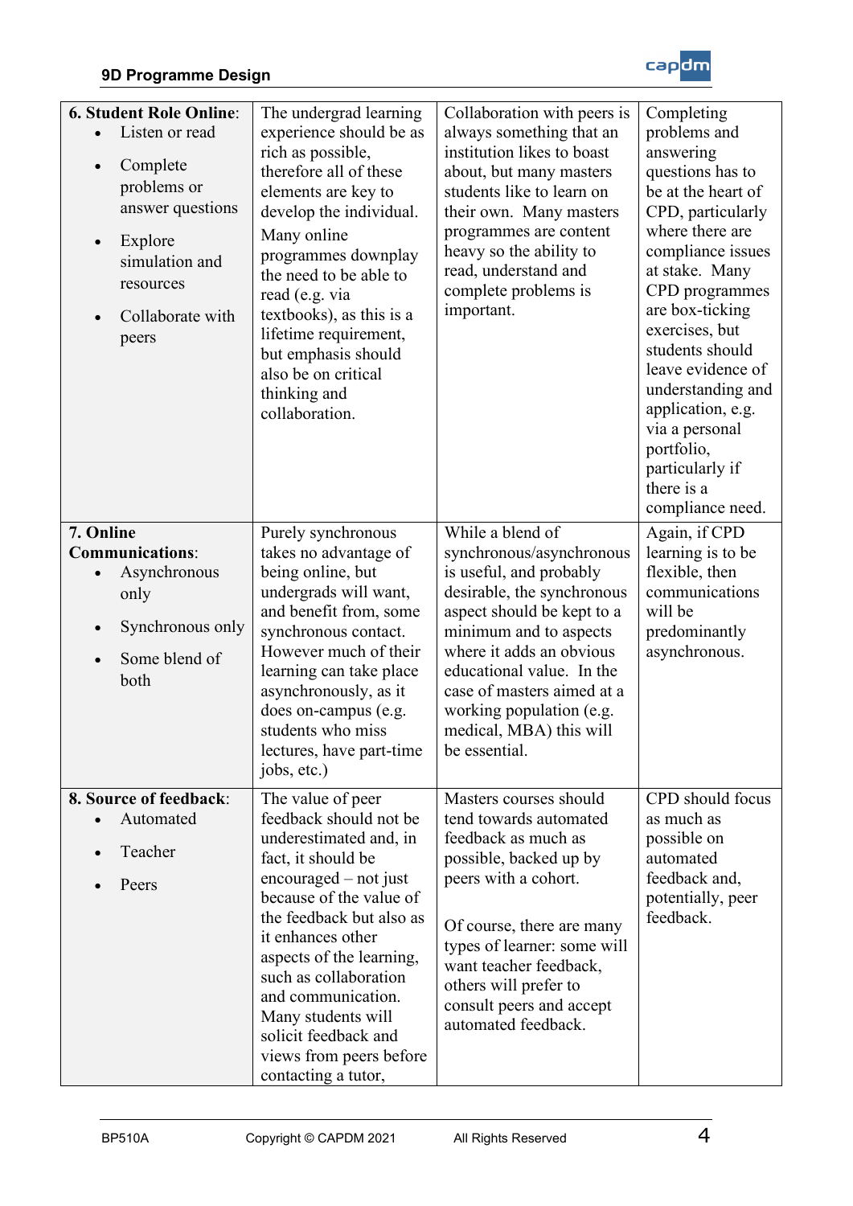| 6. **Student Role Online**:<br>• Listen or read<br>• Complete problems or answer questions<br>• Explore simulation and resources<br>• Collaborate with peers | The undergrad learning experience should be as rich as possible, therefore all of these elements are key to develop the individual. Many online programmes downplay the need to be able to read (e.g. via textbooks), as this is a lifetime requirement, but emphasis should also be on critical thinking and collaboration. | Collaboration with peers is always something that an institution likes to boast about, but many masters students like to learn on their own. Many masters programmes are content heavy so the ability to read, understand and complete problems is important. | Completing problems and answering questions has to be at the heart of CPD, particularly where there are compliance issues at stake. Many CPD programmes are box-ticking exercises, but students should leave evidence of understanding and application, e.g. via a personal portfolio, particularly if there is a compliance need. |
|---|---|---|---|
| **7. Online Communications**:<br>• Asynchronous only<br>• Synchronous only<br>• Some blend of both | Purely synchronous takes no advantage of being online, but undergrads will want, and benefit from, some synchronous contact. However much of their learning can take place asynchronously, as it does on-campus (e.g. students who miss lectures, have part-time jobs, etc.) | While a blend of synchronous/asynchronous is useful, and probably desirable, the synchronous aspect should be kept to a minimum and to aspects where it adds an obvious educational value. In the case of masters aimed at a working population (e.g. medical, MBA) this will be essential. | Again, if CPD learning is to be flexible, then communications will be predominantly asynchronous. |
| **8. Source of feedback**:<br>• Automated<br>• Teacher<br>• Peers | The value of peer feedback should not be underestimated and, in fact, it should be encouraged – not just because of the value of the feedback but also as it enhances other aspects of the learning, such as collaboration and communication. Many students will solicit feedback and views from peers before contacting a tutor, | Masters courses should tend towards automated feedback as much as possible, backed up by peers with a cohort.<br><br>Of course, there are many types of learner: some will want teacher feedback, others will prefer to consult peers and accept automated feedback. | CPD should focus as much as possible on automated feedback and, potentially, peer feedback. |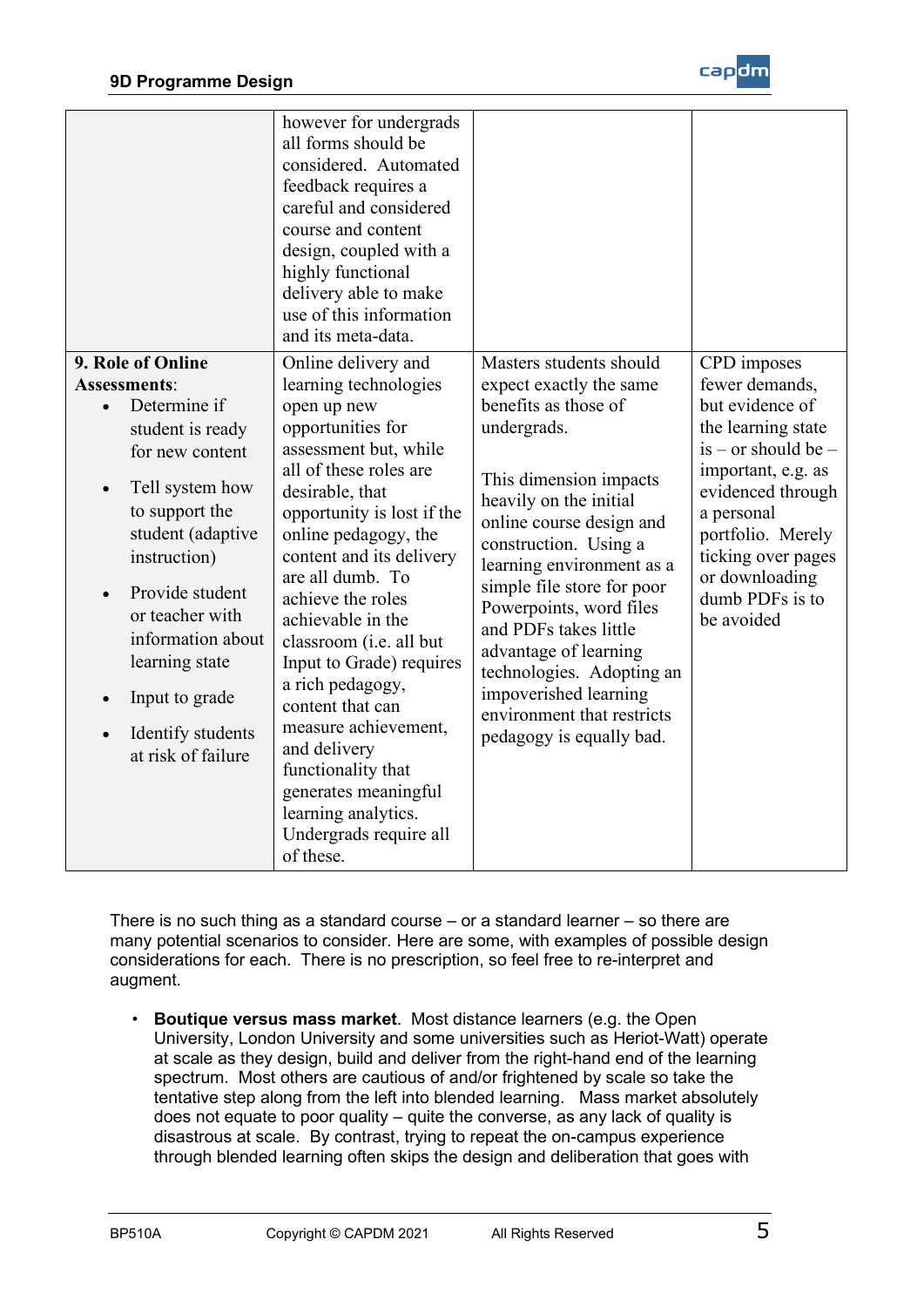| | | | |
|---|---|---|---|
| | however for undergrads all forms should be considered. Automated feedback requires a careful and considered course and content design, coupled with a highly functional delivery able to make use of this information and its meta-data. | | |
| **9. Role of Online Assessments**:<br>• Determine if student is ready for new content<br>• Tell system how to support the student (adaptive instruction)<br>• Provide student or teacher with information about learning state<br>• Input to grade<br>• Identify students at risk of failure | Online delivery and learning technologies open up new opportunities for assessment but, while all of these roles are desirable, that opportunity is lost if the online pedagogy, the content and its delivery are all dumb. To achieve the roles achievable in the classroom (i.e. all but Input to Grade) requires a rich pedagogy, content that can measure achievement, and delivery functionality that generates meaningful learning analytics. Undergrads require all of these. | Masters students should expect exactly the same benefits as those of undergrads.<br><br>This dimension impacts heavily on the initial online course design and construction. Using a learning environment as a simple file store for poor Powerpoints, word files and PDFs takes little advantage of learning technologies. Adopting an impoverished learning environment that restricts pedagogy is equally bad. | CPD imposes fewer demands, but evidence of the learning state is – or should be – important, e.g. as evidenced through a personal portfolio. Merely ticking over pages or downloading dumb PDFs is to be avoided |

There is no such thing as a standard course – or a standard learner – so there are many potential scenarios to consider. Here are some, with examples of possible design considerations for each. There is no prescription, so feel free to re-interpret and augment.

- **Boutique versus mass market**. Most distance learners (e.g. the Open University, London University and some universities such as Heriot-Watt) operate at scale as they design, build and deliver from the right-hand end of the learning spectrum. Most others are cautious of and/or frightened by scale so take the tentative step along from the left into blended learning. Mass market absolutely does not equate to poor quality – quite the converse, as any lack of quality is disastrous at scale. By contrast, trying to repeat the on-campus experience through blended learning often skips the design and deliberation that goes with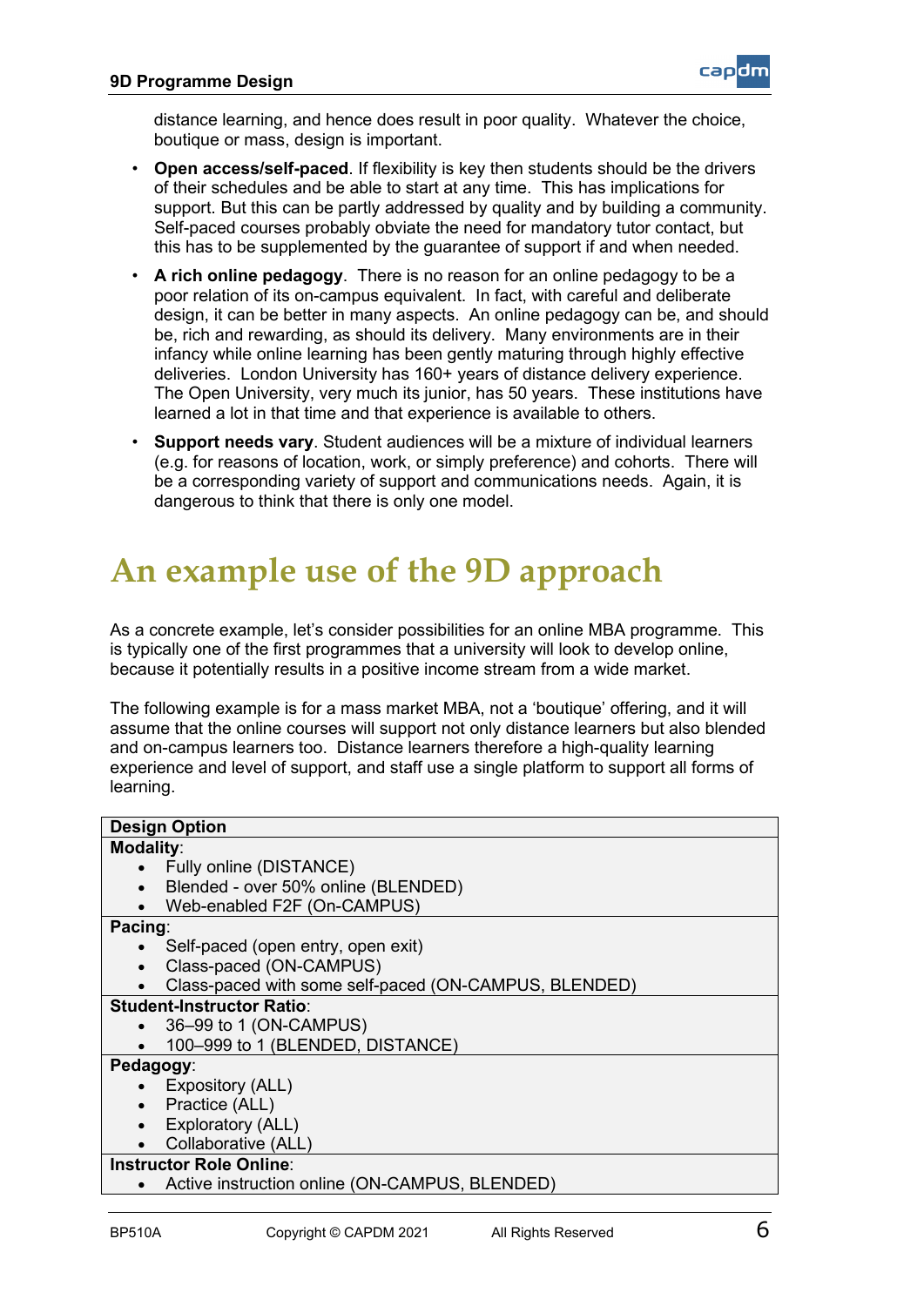distance learning, and hence does result in poor quality. Whatever the choice, boutique or mass, design is important.

- **Open access/self-paced**. If flexibility is key then students should be the drivers of their schedules and be able to start at any time. This has implications for support. But this can be partly addressed by quality and by building a community. Self-paced courses probably obviate the need for mandatory tutor contact, but this has to be supplemented by the guarantee of support if and when needed.
- **A rich online pedagogy**. There is no reason for an online pedagogy to be a poor relation of its on-campus equivalent. In fact, with careful and deliberate design, it can be better in many aspects. An online pedagogy can be, and should be, rich and rewarding, as should its delivery. Many environments are in their infancy while online learning has been gently maturing through highly effective deliveries. London University has 160+ years of distance delivery experience. The Open University, very much its junior, has 50 years. These institutions have learned a lot in that time and that experience is available to others.
- **Support needs vary**. Student audiences will be a mixture of individual learners (e.g. for reasons of location, work, or simply preference) and cohorts. There will be a corresponding variety of support and communications needs. Again, it is dangerous to think that there is only one model.

# An example use of the 9D approach

As a concrete example, let's consider possibilities for an online MBA programme. This is typically one of the first programmes that a university will look to develop online, because it potentially results in a positive income stream from a wide market.

The following example is for a mass market MBA, not a 'boutique' offering, and it will assume that the online courses will support not only distance learners but also blended and on-campus learners too. Distance learners therefore a high-quality learning experience and level of support, and staff use a single platform to support all forms of learning.

| Design Option |
|---|
| **Modality**:<br>• Fully online (DISTANCE)<br>• Blended - over 50% online (BLENDED)<br>• Web-enabled F2F (On-CAMPUS) |
| **Pacing**:<br>• Self-paced (open entry, open exit)<br>• Class-paced (ON-CAMPUS)<br>• Class-paced with some self-paced (ON-CAMPUS, BLENDED) |
| **Student-Instructor Ratio**:<br>• 36–99 to 1 (ON-CAMPUS)<br>• 100–999 to 1 (BLENDED, DISTANCE) |
| **Pedagogy**:<br>• Expository (ALL)<br>• Practice (ALL)<br>• Exploratory (ALL)<br>• Collaborative (ALL) |
| **Instructor Role Online**:<br>• Active instruction online (ON-CAMPUS, BLENDED) |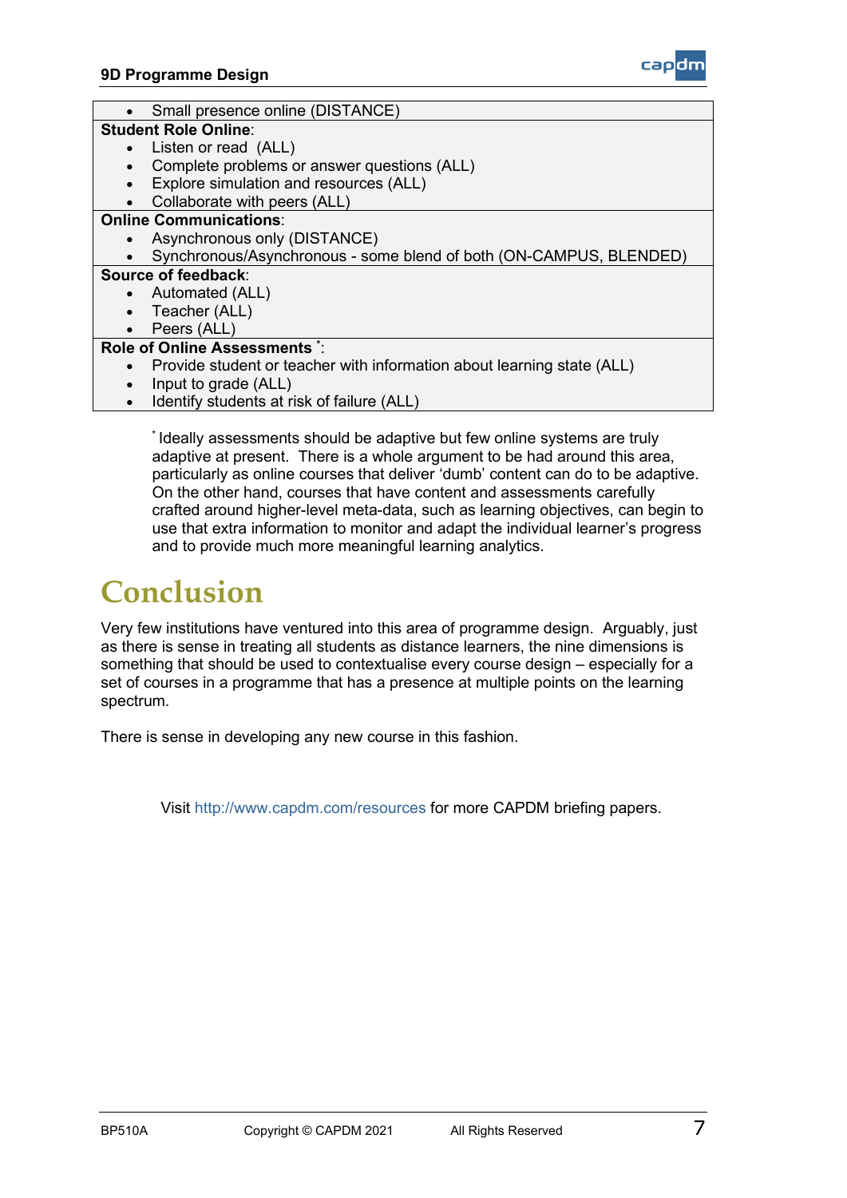- Small presence online (DISTANCE)

**Student Role Online**:

- Listen or read (ALL)
- Complete problems or answer questions (ALL)
- Explore simulation and resources (ALL)
- Collaborate with peers (ALL)

**Online Communications**:

- Asynchronous only (DISTANCE)
- Synchronous/Asynchronous - some blend of both (ON-CAMPUS, BLENDED)

**Source of feedback**:

- Automated (ALL)
- Teacher (ALL)
- Peers (ALL)

**Role of Online Assessments** *:

- Provide student or teacher with information about learning state (ALL)
- Input to grade (ALL)
- Identify students at risk of failure (ALL)

* Ideally assessments should be adaptive but few online systems are truly adaptive at present. There is a whole argument to be had around this area, particularly as online courses that deliver 'dumb' content can do to be adaptive. On the other hand, courses that have content and assessments carefully crafted around higher-level meta-data, such as learning objectives, can begin to use that extra information to monitor and adapt the individual learner's progress and to provide much more meaningful learning analytics.

# Conclusion

Very few institutions have ventured into this area of programme design. Arguably, just as there is sense in treating all students as distance learners, the nine dimensions is something that should be used to contextualise every course design – especially for a set of courses in a programme that has a presence at multiple points on the learning spectrum.

There is sense in developing any new course in this fashion.

Visit http://www.capdm.com/resources for more CAPDM briefing papers.